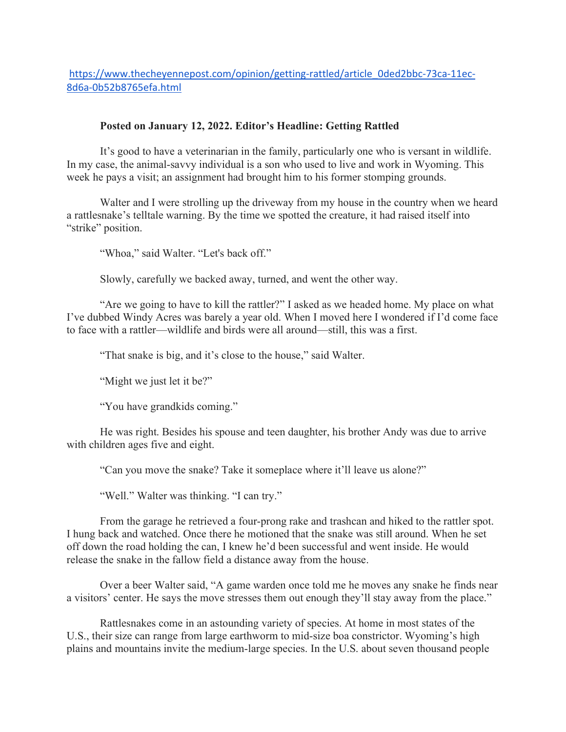https://www.thecheyennepost.com/opinion/getting-rattled/article_0ded2bbc-73ca-11ec-8d6a-0b52b8765efa.html

**Posted on January 12, 2022. Editor's Headline: Getting Rattled**

It's good to have a veterinarian in the family, particularly one who is versant in wildlife. In my case, the animal-savvy individual is a son who used to live and work in Wyoming. This week he pays a visit; an assignment had brought him to his former stomping grounds.

Walter and I were strolling up the driveway from my house in the country when we heard a rattlesnake's telltale warning. By the time we spotted the creature, it had raised itself into "strike" position.

"Whoa," said Walter. "Let's back off."

Slowly, carefully we backed away, turned, and went the other way.

"Are we going to have to kill the rattler?" I asked as we headed home. My place on what I've dubbed Windy Acres was barely a year old. When I moved here I wondered if I'd come face to face with a rattler—wildlife and birds were all around—still, this was a first.

"That snake is big, and it's close to the house," said Walter.

"Might we just let it be?"

"You have grandkids coming."

He was right. Besides his spouse and teen daughter, his brother Andy was due to arrive with children ages five and eight.

"Can you move the snake? Take it someplace where it'll leave us alone?"

"Well." Walter was thinking. "I can try."

From the garage he retrieved a four-prong rake and trashcan and hiked to the rattler spot. I hung back and watched. Once there he motioned that the snake was still around. When he set off down the road holding the can, I knew he'd been successful and went inside. He would release the snake in the fallow field a distance away from the house.

Over a beer Walter said, "A game warden once told me he moves any snake he finds near a visitors' center. He says the move stresses them out enough they'll stay away from the place."

Rattlesnakes come in an astounding variety of species. At home in most states of the U.S., their size can range from large earthworm to mid-size boa constrictor. Wyoming's high plains and mountains invite the medium-large species. In the U.S. about seven thousand people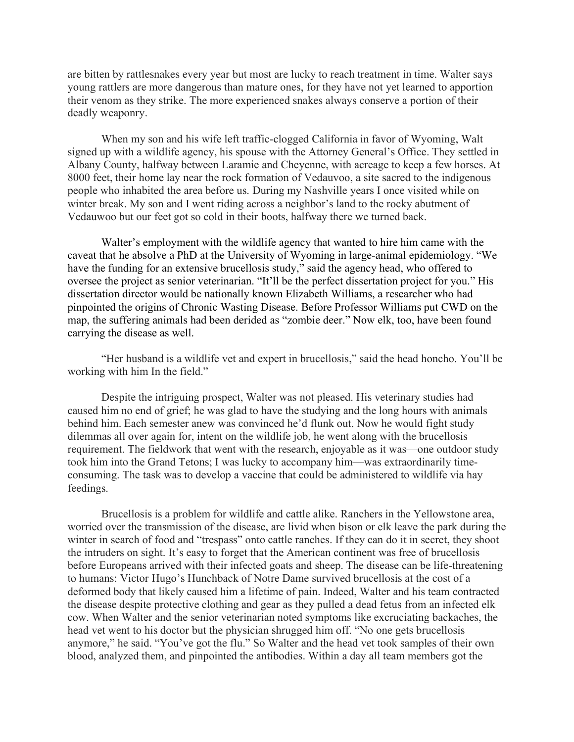are bitten by rattlesnakes every year but most are lucky to reach treatment in time. Walter says young rattlers are more dangerous than mature ones, for they have not yet learned to apportion their venom as they strike. The more experienced snakes always conserve a portion of their deadly weaponry.

When my son and his wife left traffic-clogged California in favor of Wyoming, Walt signed up with a wildlife agency, his spouse with the Attorney General's Office. They settled in Albany County, halfway between Laramie and Cheyenne, with acreage to keep a few horses. At 8000 feet, their home lay near the rock formation of Vedauvoo, a site sacred to the indigenous people who inhabited the area before us. During my Nashville years I once visited while on winter break. My son and I went riding across a neighbor's land to the rocky abutment of Vedauwoo but our feet got so cold in their boots, halfway there we turned back.

Walter's employment with the wildlife agency that wanted to hire him came with the caveat that he absolve a PhD at the University of Wyoming in large-animal epidemiology. "We have the funding for an extensive brucellosis study," said the agency head, who offered to oversee the project as senior veterinarian. "It'll be the perfect dissertation project for you." His dissertation director would be nationally known Elizabeth Williams, a researcher who had pinpointed the origins of Chronic Wasting Disease. Before Professor Williams put CWD on the map, the suffering animals had been derided as "zombie deer." Now elk, too, have been found carrying the disease as well.

"Her husband is a wildlife vet and expert in brucellosis," said the head honcho. You'll be working with him In the field."

Despite the intriguing prospect, Walter was not pleased. His veterinary studies had caused him no end of grief; he was glad to have the studying and the long hours with animals behind him. Each semester anew was convinced he'd flunk out. Now he would fight study dilemmas all over again for, intent on the wildlife job, he went along with the brucellosis requirement. The fieldwork that went with the research, enjoyable as it was—one outdoor study took him into the Grand Tetons; I was lucky to accompany him—was extraordinarily time-consuming. The task was to develop a vaccine that could be administered to wildlife via hay feedings.

Brucellosis is a problem for wildlife and cattle alike. Ranchers in the Yellowstone area, worried over the transmission of the disease, are livid when bison or elk leave the park during the winter in search of food and "trespass" onto cattle ranches. If they can do it in secret, they shoot the intruders on sight. It's easy to forget that the American continent was free of brucellosis before Europeans arrived with their infected goats and sheep. The disease can be life-threatening to humans: Victor Hugo's Hunchback of Notre Dame survived brucellosis at the cost of a deformed body that likely caused him a lifetime of pain. Indeed, Walter and his team contracted the disease despite protective clothing and gear as they pulled a dead fetus from an infected elk cow. When Walter and the senior veterinarian noted symptoms like excruciating backaches, the head vet went to his doctor but the physician shrugged him off. "No one gets brucellosis anymore," he said. "You've got the flu." So Walter and the head vet took samples of their own blood, analyzed them, and pinpointed the antibodies. Within a day all team members got the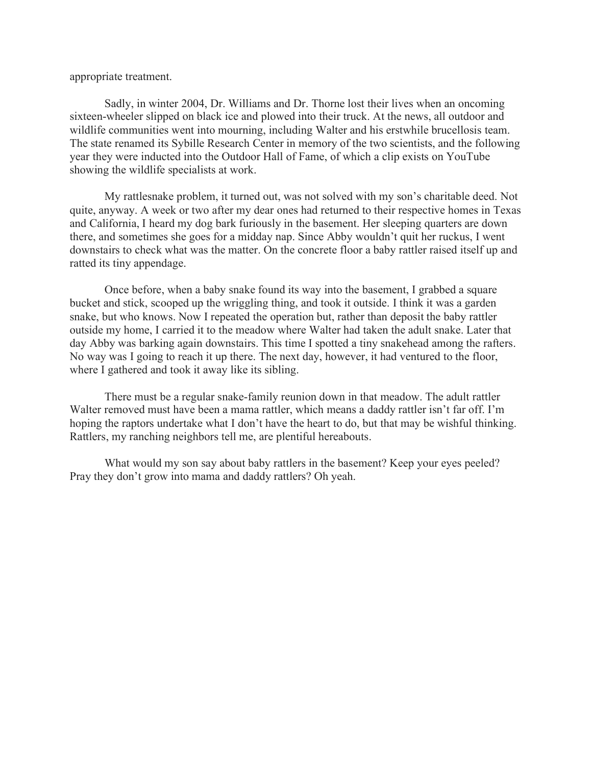appropriate treatment.

Sadly, in winter 2004, Dr. Williams and Dr. Thorne lost their lives when an oncoming sixteen-wheeler slipped on black ice and plowed into their truck. At the news, all outdoor and wildlife communities went into mourning, including Walter and his erstwhile brucellosis team. The state renamed its Sybille Research Center in memory of the two scientists, and the following year they were inducted into the Outdoor Hall of Fame, of which a clip exists on YouTube showing the wildlife specialists at work.

My rattlesnake problem, it turned out, was not solved with my son's charitable deed. Not quite, anyway. A week or two after my dear ones had returned to their respective homes in Texas and California, I heard my dog bark furiously in the basement. Her sleeping quarters are down there, and sometimes she goes for a midday nap. Since Abby wouldn't quit her ruckus, I went downstairs to check what was the matter. On the concrete floor a baby rattler raised itself up and ratted its tiny appendage.

Once before, when a baby snake found its way into the basement, I grabbed a square bucket and stick, scooped up the wriggling thing, and took it outside. I think it was a garden snake, but who knows. Now I repeated the operation but, rather than deposit the baby rattler outside my home, I carried it to the meadow where Walter had taken the adult snake. Later that day Abby was barking again downstairs. This time I spotted a tiny snakehead among the rafters. No way was I going to reach it up there. The next day, however, it had ventured to the floor, where I gathered and took it away like its sibling.

There must be a regular snake-family reunion down in that meadow. The adult rattler Walter removed must have been a mama rattler, which means a daddy rattler isn't far off. I'm hoping the raptors undertake what I don't have the heart to do, but that may be wishful thinking. Rattlers, my ranching neighbors tell me, are plentiful hereabouts.

What would my son say about baby rattlers in the basement? Keep your eyes peeled? Pray they don't grow into mama and daddy rattlers? Oh yeah.